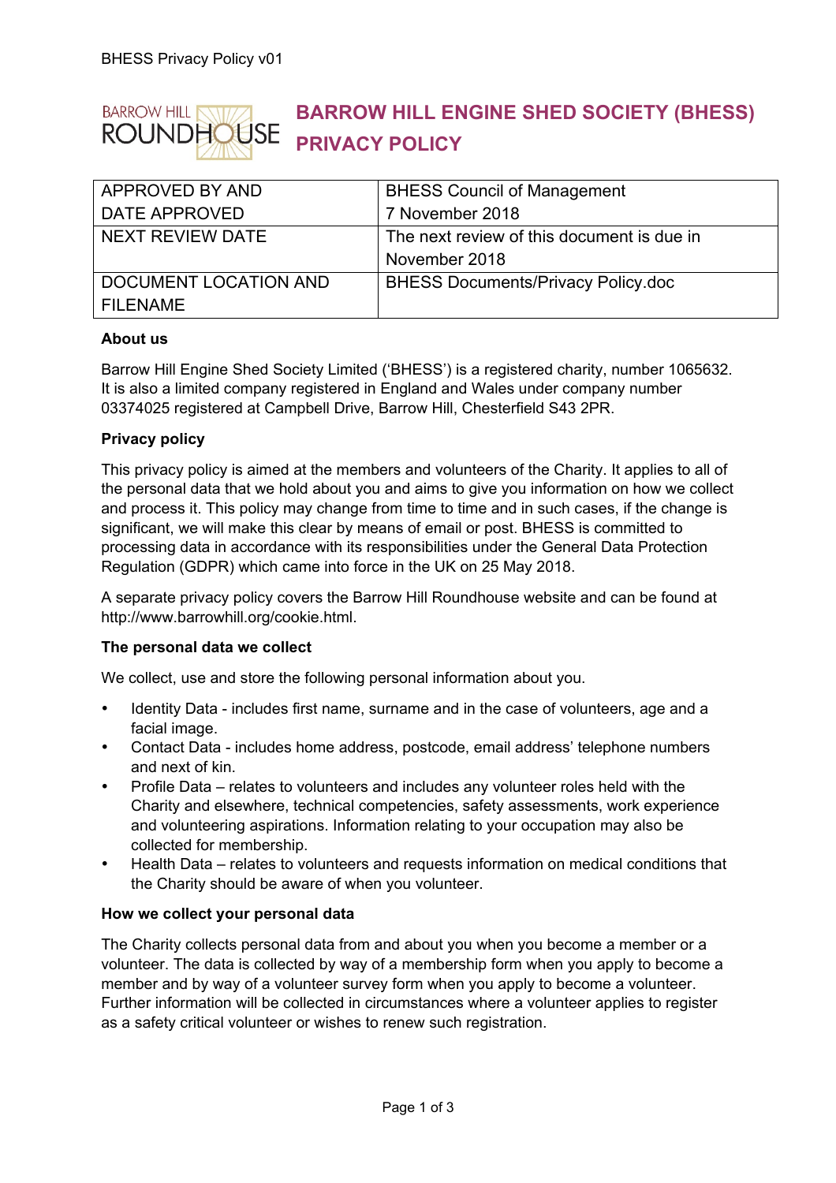# BARROW HILL ENGINE SHED SOCIETY (BHESS) PRIVACY POLICY

| APPROVED BY AND DATE APPROVED | BHESS Council of Management 7 November 2018 |
|---|---|
| NEXT REVIEW DATE | The next review of this document is due in November 2018 |
| DOCUMENT LOCATION AND FILENAME | BHESS Documents/Privacy Policy.doc |

**About us**

Barrow Hill Engine Shed Society Limited ('BHESS') is a registered charity, number 1065632. It is also a limited company registered in England and Wales under company number 03374025 registered at Campbell Drive, Barrow Hill, Chesterfield S43 2PR.

**Privacy policy**

This privacy policy is aimed at the members and volunteers of the Charity. It applies to all of the personal data that we hold about you and aims to give you information on how we collect and process it. This policy may change from time to time and in such cases, if the change is significant, we will make this clear by means of email or post. BHESS is committed to processing data in accordance with its responsibilities under the General Data Protection Regulation (GDPR) which came into force in the UK on 25 May 2018.

A separate privacy policy covers the Barrow Hill Roundhouse website and can be found at http://www.barrowhill.org/cookie.html.

**The personal data we collect**

We collect, use and store the following personal information about you.

- Identity Data - includes first name, surname and in the case of volunteers, age and a facial image.
- Contact Data - includes home address, postcode, email address' telephone numbers and next of kin.
- Profile Data – relates to volunteers and includes any volunteer roles held with the Charity and elsewhere, technical competencies, safety assessments, work experience and volunteering aspirations. Information relating to your occupation may also be collected for membership.
- Health Data – relates to volunteers and requests information on medical conditions that the Charity should be aware of when you volunteer.

**How we collect your personal data**

The Charity collects personal data from and about you when you become a member or a volunteer. The data is collected by way of a membership form when you apply to become a member and by way of a volunteer survey form when you apply to become a volunteer. Further information will be collected in circumstances where a volunteer applies to register as a safety critical volunteer or wishes to renew such registration.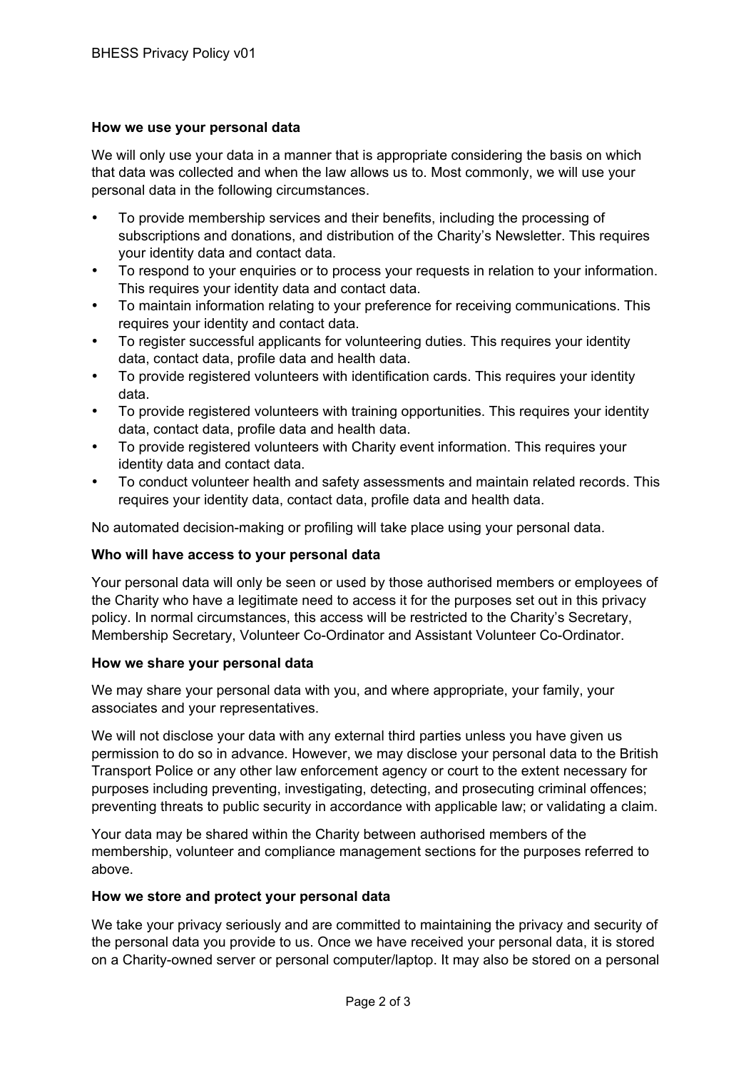**How we use your personal data**

We will only use your data in a manner that is appropriate considering the basis on which that data was collected and when the law allows us to. Most commonly, we will use your personal data in the following circumstances.

- To provide membership services and their benefits, including the processing of subscriptions and donations, and distribution of the Charity's Newsletter. This requires your identity data and contact data.
- To respond to your enquiries or to process your requests in relation to your information. This requires your identity data and contact data.
- To maintain information relating to your preference for receiving communications. This requires your identity and contact data.
- To register successful applicants for volunteering duties. This requires your identity data, contact data, profile data and health data.
- To provide registered volunteers with identification cards. This requires your identity data.
- To provide registered volunteers with training opportunities. This requires your identity data, contact data, profile data and health data.
- To provide registered volunteers with Charity event information. This requires your identity data and contact data.
- To conduct volunteer health and safety assessments and maintain related records. This requires your identity data, contact data, profile data and health data.

No automated decision-making or profiling will take place using your personal data.

**Who will have access to your personal data**

Your personal data will only be seen or used by those authorised members or employees of the Charity who have a legitimate need to access it for the purposes set out in this privacy policy. In normal circumstances, this access will be restricted to the Charity's Secretary, Membership Secretary, Volunteer Co-Ordinator and Assistant Volunteer Co-Ordinator.

**How we share your personal data**

We may share your personal data with you, and where appropriate, your family, your associates and your representatives.

We will not disclose your data with any external third parties unless you have given us permission to do so in advance. However, we may disclose your personal data to the British Transport Police or any other law enforcement agency or court to the extent necessary for purposes including preventing, investigating, detecting, and prosecuting criminal offences; preventing threats to public security in accordance with applicable law; or validating a claim.

Your data may be shared within the Charity between authorised members of the membership, volunteer and compliance management sections for the purposes referred to above.

**How we store and protect your personal data**

We take your privacy seriously and are committed to maintaining the privacy and security of the personal data you provide to us. Once we have received your personal data, it is stored on a Charity-owned server or personal computer/laptop. It may also be stored on a personal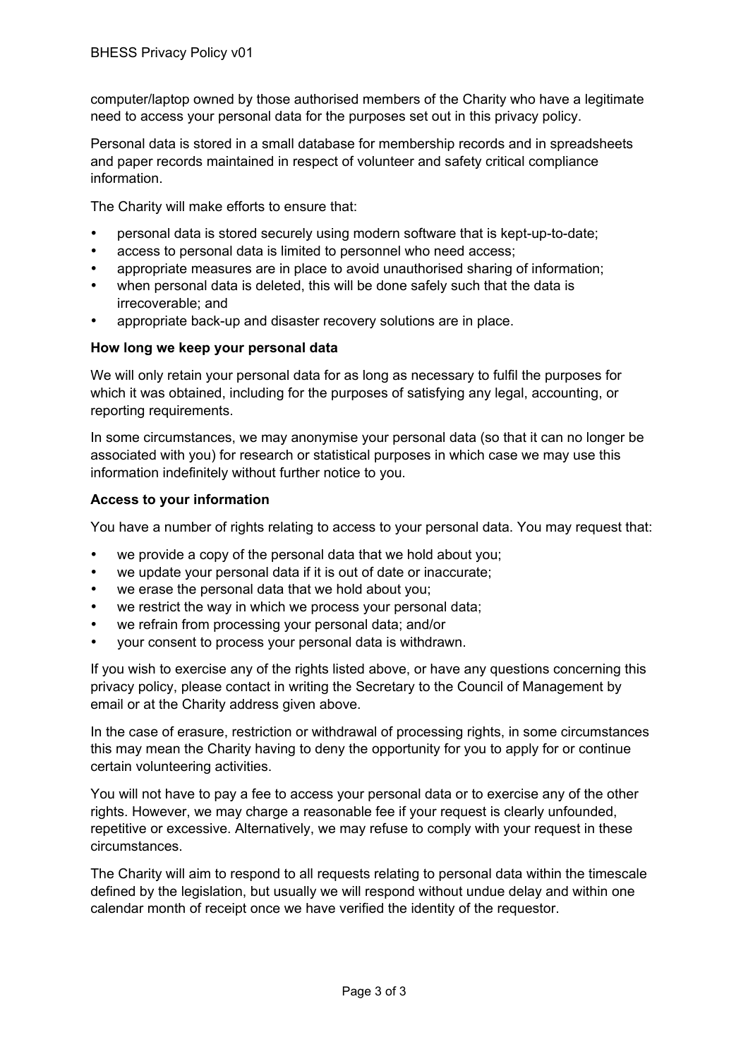computer/laptop owned by those authorised members of the Charity who have a legitimate need to access your personal data for the purposes set out in this privacy policy.

Personal data is stored in a small database for membership records and in spreadsheets and paper records maintained in respect of volunteer and safety critical compliance information.

The Charity will make efforts to ensure that:

- personal data is stored securely using modern software that is kept-up-to-date;
- access to personal data is limited to personnel who need access;
- appropriate measures are in place to avoid unauthorised sharing of information;
- when personal data is deleted, this will be done safely such that the data is irrecoverable; and
- appropriate back-up and disaster recovery solutions are in place.

**How long we keep your personal data**

We will only retain your personal data for as long as necessary to fulfil the purposes for which it was obtained, including for the purposes of satisfying any legal, accounting, or reporting requirements.

In some circumstances, we may anonymise your personal data (so that it can no longer be associated with you) for research or statistical purposes in which case we may use this information indefinitely without further notice to you.

**Access to your information**

You have a number of rights relating to access to your personal data. You may request that:

- we provide a copy of the personal data that we hold about you;
- we update your personal data if it is out of date or inaccurate;
- we erase the personal data that we hold about you;
- we restrict the way in which we process your personal data;
- we refrain from processing your personal data; and/or
- your consent to process your personal data is withdrawn.

If you wish to exercise any of the rights listed above, or have any questions concerning this privacy policy, please contact in writing the Secretary to the Council of Management by email or at the Charity address given above.

In the case of erasure, restriction or withdrawal of processing rights, in some circumstances this may mean the Charity having to deny the opportunity for you to apply for or continue certain volunteering activities.

You will not have to pay a fee to access your personal data or to exercise any of the other rights. However, we may charge a reasonable fee if your request is clearly unfounded, repetitive or excessive. Alternatively, we may refuse to comply with your request in these circumstances.

The Charity will aim to respond to all requests relating to personal data within the timescale defined by the legislation, but usually we will respond without undue delay and within one calendar month of receipt once we have verified the identity of the requestor.